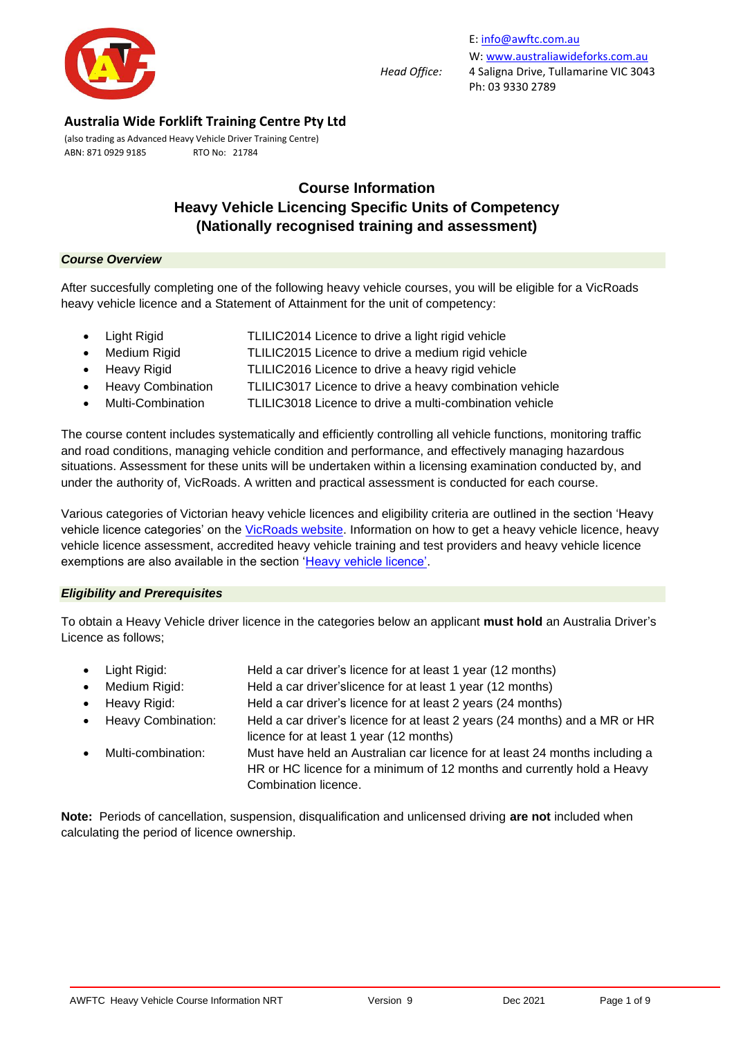E: info@awftc.com.au
W: www.australiawideforks.com.au
*Head Office:* 4 Saligna Drive, Tullamarine VIC 3043
Ph: 03 9330 2789

**Australia Wide Forklift Training Centre Pty Ltd**

(also trading as Advanced Heavy Vehicle Driver Training Centre)
ABN: 871 0929 9185 RTO No: 21784

# Course Information
# Heavy Vehicle Licencing Specific Units of Competency
# (Nationally recognised training and assessment)

## *Course Overview*

After succesfully completing one of the following heavy vehicle courses, you will be eligible for a VicRoads heavy vehicle licence and a Statement of Attainment for the unit of competency:

- Light Rigid — TLILIC2014 Licence to drive a light rigid vehicle
- Medium Rigid — TLILIC2015 Licence to drive a medium rigid vehicle
- Heavy Rigid — TLILIC2016 Licence to drive a heavy rigid vehicle
- Heavy Combination — TLILIC3017 Licence to drive a heavy combination vehicle
- Multi-Combination — TLILIC3018 Licence to drive a multi-combination vehicle

The course content includes systematically and efficiently controlling all vehicle functions, monitoring traffic and road conditions, managing vehicle condition and performance, and effectively managing hazardous situations. Assessment for these units will be undertaken within a licensing examination conducted by, and under the authority of, VicRoads. A written and practical assessment is conducted for each course.

Various categories of Victorian heavy vehicle licences and eligibility criteria are outlined in the section 'Heavy vehicle licence categories' on the VicRoads website. Information on how to get a heavy vehicle licence, heavy vehicle licence assessment, accredited heavy vehicle training and test providers and heavy vehicle licence exemptions are also available in the section 'Heavy vehicle licence'.

## *Eligibility and Prerequisites*

To obtain a Heavy Vehicle driver licence in the categories below an applicant **must hold** an Australia Driver's Licence as follows;

- Light Rigid: Held a car driver's licence for at least 1 year (12 months)
- Medium Rigid: Held a car driver'slicence for at least 1 year (12 months)
- Heavy Rigid: Held a car driver's licence for at least 2 years (24 months)
- Heavy Combination: Held a car driver's licence for at least 2 years (24 months) and a MR or HR licence for at least 1 year (12 months)
- Multi-combination: Must have held an Australian car licence for at least 24 months including a HR or HC licence for a minimum of 12 months and currently hold a Heavy Combination licence.

**Note:** Periods of cancellation, suspension, disqualification and unlicensed driving **are not** included when calculating the period of licence ownership.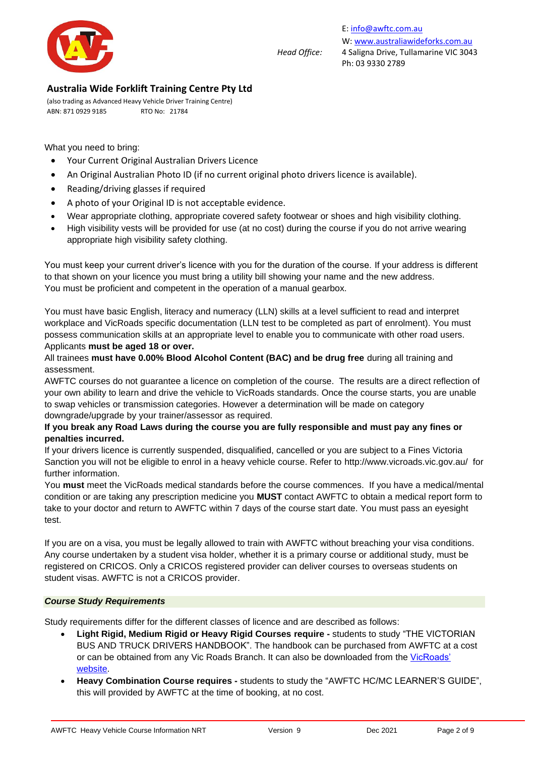What you need to bring:

- Your Current Original Australian Drivers Licence
- An Original Australian Photo ID (if no current original photo drivers licence is available).
- Reading/driving glasses if required
- A photo of your Original ID is not acceptable evidence.
- Wear appropriate clothing, appropriate covered safety footwear or shoes and high visibility clothing.
- High visibility vests will be provided for use (at no cost) during the course if you do not arrive wearing appropriate high visibility safety clothing.

You must keep your current driver's licence with you for the duration of the course. If your address is different to that shown on your licence you must bring a utility bill showing your name and the new address.
You must be proficient and competent in the operation of a manual gearbox.

You must have basic English, literacy and numeracy (LLN) skills at a level sufficient to read and interpret workplace and VicRoads specific documentation (LLN test to be completed as part of enrolment). You must possess communication skills at an appropriate level to enable you to communicate with other road users.
Applicants **must be aged 18 or over.**
All trainees **must have 0.00% Blood Alcohol Content (BAC) and be drug free** during all training and assessment.
AWFTC courses do not guarantee a licence on completion of the course. The results are a direct reflection of your own ability to learn and drive the vehicle to VicRoads standards. Once the course starts, you are unable to swap vehicles or transmission categories. However a determination will be made on category downgrade/upgrade by your trainer/assessor as required.
**If you break any Road Laws during the course you are fully responsible and must pay any fines or penalties incurred.**
If your drivers licence is currently suspended, disqualified, cancelled or you are subject to a Fines Victoria Sanction you will not be eligible to enrol in a heavy vehicle course. Refer to http://www.vicroads.vic.gov.au/ for further information.
You **must** meet the VicRoads medical standards before the course commences. If you have a medical/mental condition or are taking any prescription medicine you **MUST** contact AWFTC to obtain a medical report form to take to your doctor and return to AWFTC within 7 days of the course start date. You must pass an eyesight test.

If you are on a visa, you must be legally allowed to train with AWFTC without breaching your visa conditions. Any course undertaken by a student visa holder, whether it is a primary course or additional study, must be registered on CRICOS. Only a CRICOS registered provider can deliver courses to overseas students on student visas. AWFTC is not a CRICOS provider.

### *Course Study Requirements*

Study requirements differ for the different classes of licence and are described as follows:

- **Light Rigid, Medium Rigid or Heavy Rigid Courses require -** students to study "THE VICTORIAN BUS AND TRUCK DRIVERS HANDBOOK". The handbook can be purchased from AWFTC at a cost or can be obtained from any Vic Roads Branch. It can also be downloaded from the VicRoads' website.
- **Heavy Combination Course requires -** students to study the "AWFTC HC/MC LEARNER'S GUIDE", this will provided by AWFTC at the time of booking, at no cost.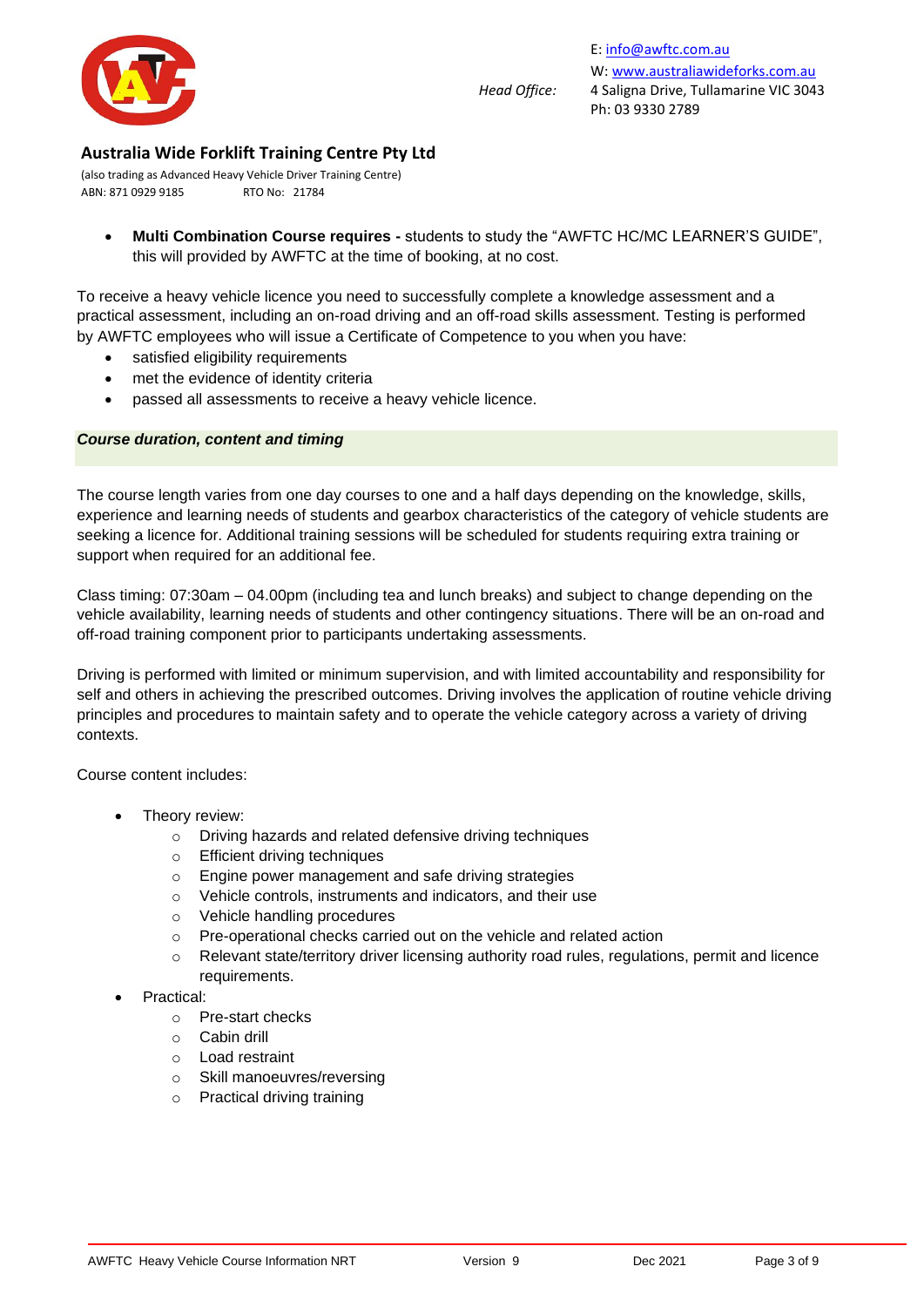- **Multi Combination Course requires -** students to study the "AWFTC HC/MC LEARNER'S GUIDE", this will provided by AWFTC at the time of booking, at no cost.

To receive a heavy vehicle licence you need to successfully complete a knowledge assessment and a practical assessment, including an on-road driving and an off-road skills assessment. Testing is performed by AWFTC employees who will issue a Certificate of Competence to you when you have:

- satisfied eligibility requirements
- met the evidence of identity criteria
- passed all assessments to receive a heavy vehicle licence.

### *Course duration, content and timing*

The course length varies from one day courses to one and a half days depending on the knowledge, skills, experience and learning needs of students and gearbox characteristics of the category of vehicle students are seeking a licence for. Additional training sessions will be scheduled for students requiring extra training or support when required for an additional fee.

Class timing: 07:30am – 04.00pm (including tea and lunch breaks) and subject to change depending on the vehicle availability, learning needs of students and other contingency situations. There will be an on-road and off-road training component prior to participants undertaking assessments.

Driving is performed with limited or minimum supervision, and with limited accountability and responsibility for self and others in achieving the prescribed outcomes. Driving involves the application of routine vehicle driving principles and procedures to maintain safety and to operate the vehicle category across a variety of driving contexts.

Course content includes:

- Theory review:
  - Driving hazards and related defensive driving techniques
  - Efficient driving techniques
  - Engine power management and safe driving strategies
  - Vehicle controls, instruments and indicators, and their use
  - Vehicle handling procedures
  - Pre-operational checks carried out on the vehicle and related action
  - Relevant state/territory driver licensing authority road rules, regulations, permit and licence requirements.
- Practical:
  - Pre-start checks
  - Cabin drill
  - Load restraint
  - Skill manoeuvres/reversing
  - Practical driving training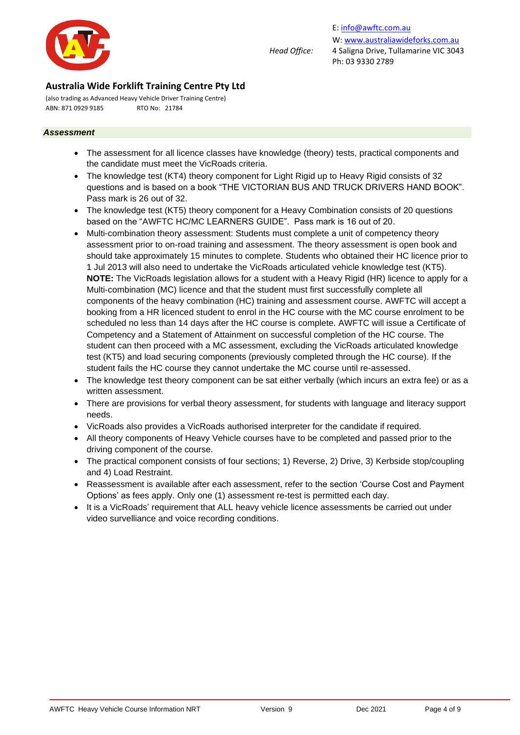## *Assessment*

- The assessment for all licence classes have knowledge (theory) tests, practical components and the candidate must meet the VicRoads criteria.
- The knowledge test (KT4) theory component for Light Rigid up to Heavy Rigid consists of 32 questions and is based on a book "THE VICTORIAN BUS AND TRUCK DRIVERS HAND BOOK". Pass mark is 26 out of 32.
- The knowledge test (KT5) theory component for a Heavy Combination consists of 20 questions based on the "AWFTC HC/MC LEARNERS GUIDE". Pass mark is 16 out of 20.
- Multi-combination theory assessment: Students must complete a unit of competency theory assessment prior to on-road training and assessment. The theory assessment is open book and should take approximately 15 minutes to complete. Students who obtained their HC licence prior to 1 Jul 2013 will also need to undertake the VicRoads articulated vehicle knowledge test (KT5). **NOTE:** The VicRoads legislation allows for a student with a Heavy Rigid (HR) licence to apply for a Multi-combination (MC) licence and that the student must first successfully complete all components of the heavy combination (HC) training and assessment course. AWFTC will accept a booking from a HR licenced student to enrol in the HC course with the MC course enrolment to be scheduled no less than 14 days after the HC course is complete. AWFTC will issue a Certificate of Competency and a Statement of Attainment on successful completion of the HC course. The student can then proceed with a MC assessment, excluding the VicRoads articulated knowledge test (KT5) and load securing components (previously completed through the HC course). If the student fails the HC course they cannot undertake the MC course until re-assessed.
- The knowledge test theory component can be sat either verbally (which incurs an extra fee) or as a written assessment.
- There are provisions for verbal theory assessment, for students with language and literacy support needs.
- VicRoads also provides a VicRoads authorised interpreter for the candidate if required.
- All theory components of Heavy Vehicle courses have to be completed and passed prior to the driving component of the course.
- The practical component consists of four sections; 1) Reverse, 2) Drive, 3) Kerbside stop/coupling and 4) Load Restraint.
- Reassessment is available after each assessment, refer to the section 'Course Cost and Payment Options' as fees apply. Only one (1) assessment re-test is permitted each day.
- It is a VicRoads' requirement that ALL heavy vehicle licence assessments be carried out under video surveillance and voice recording conditions.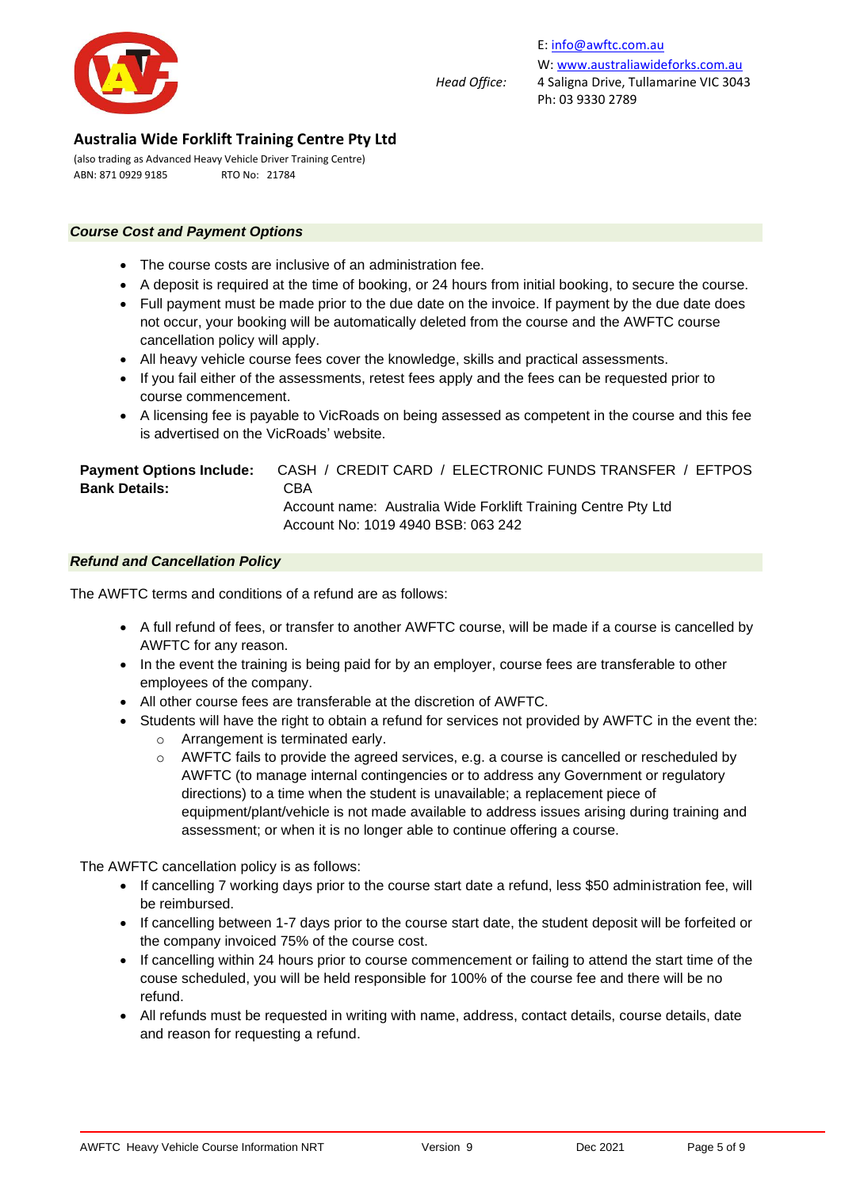**Australia Wide Forklift Training Centre Pty Ltd**

(also trading as Advanced Heavy Vehicle Driver Training Centre)
ABN: 871 0929 9185 RTO No: 21784

E: info@awftc.com.au
W: www.australiawideforks.com.au
*Head Office:* 4 Saligna Drive, Tullamarine VIC 3043
Ph: 03 9330 2789

### *Course Cost and Payment Options*

- The course costs are inclusive of an administration fee.
- A deposit is required at the time of booking, or 24 hours from initial booking, to secure the course.
- Full payment must be made prior to the due date on the invoice. If payment by the due date does not occur, your booking will be automatically deleted from the course and the AWFTC course cancellation policy will apply.
- All heavy vehicle course fees cover the knowledge, skills and practical assessments.
- If you fail either of the assessments, retest fees apply and the fees can be requested prior to course commencement.
- A licensing fee is payable to VicRoads on being assessed as competent in the course and this fee is advertised on the VicRoads' website.

**Payment Options Include:** CASH / CREDIT CARD / ELECTRONIC FUNDS TRANSFER / EFTPOS

**Bank Details:** CBA
Account name: Australia Wide Forklift Training Centre Pty Ltd
Account No: 1019 4940 BSB: 063 242

### *Refund and Cancellation Policy*

The AWFTC terms and conditions of a refund are as follows:

- A full refund of fees, or transfer to another AWFTC course, will be made if a course is cancelled by AWFTC for any reason.
- In the event the training is being paid for by an employer, course fees are transferable to other employees of the company.
- All other course fees are transferable at the discretion of AWFTC.
- Students will have the right to obtain a refund for services not provided by AWFTC in the event the:
  - Arrangement is terminated early.
  - AWFTC fails to provide the agreed services, e.g. a course is cancelled or rescheduled by AWFTC (to manage internal contingencies or to address any Government or regulatory directions) to a time when the student is unavailable; a replacement piece of equipment/plant/vehicle is not made available to address issues arising during training and assessment; or when it is no longer able to continue offering a course.

The AWFTC cancellation policy is as follows:

- If cancelling 7 working days prior to the course start date a refund, less $50 administration fee, will be reimbursed.
- If cancelling between 1-7 days prior to the course start date, the student deposit will be forfeited or the company invoiced 75% of the course cost.
- If cancelling within 24 hours prior to course commencement or failing to attend the start time of the couse scheduled, you will be held responsible for 100% of the course fee and there will be no refund.
- All refunds must be requested in writing with name, address, contact details, course details, date and reason for requesting a refund.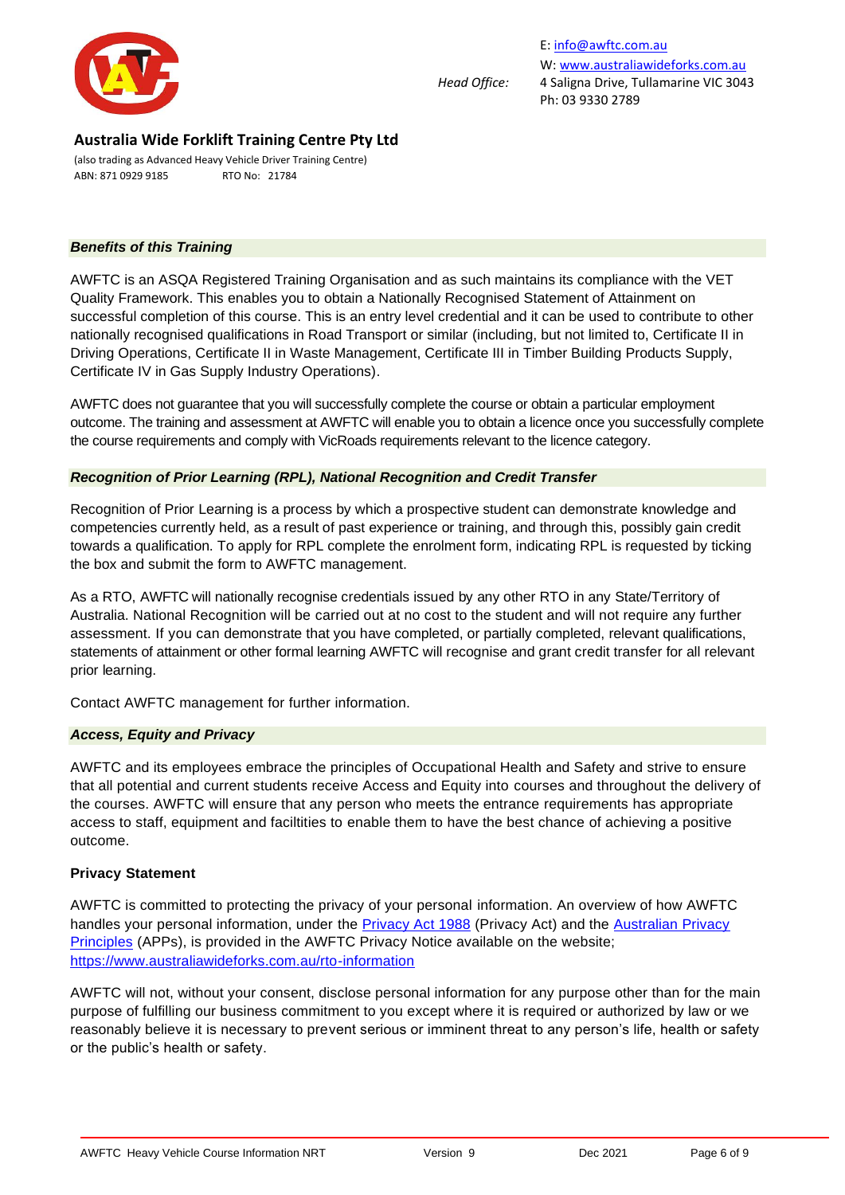E: info@awftc.com.au
W: www.australiawideforks.com.au
*Head Office:* 4 Saligna Drive, Tullamarine VIC 3043
Ph: 03 9330 2789

**Australia Wide Forklift Training Centre Pty Ltd**

(also trading as Advanced Heavy Vehicle Driver Training Centre)
ABN: 871 0929 9185 RTO No: 21784

***Benefits of this Training***

AWFTC is an ASQA Registered Training Organisation and as such maintains its compliance with the VET Quality Framework. This enables you to obtain a Nationally Recognised Statement of Attainment on successful completion of this course. This is an entry level credential and it can be used to contribute to other nationally recognised qualifications in Road Transport or similar (including, but not limited to, Certificate II in Driving Operations, Certificate II in Waste Management, Certificate III in Timber Building Products Supply, Certificate IV in Gas Supply Industry Operations).

AWFTC does not guarantee that you will successfully complete the course or obtain a particular employment outcome. The training and assessment at AWFTC will enable you to obtain a licence once you successfully complete the course requirements and comply with VicRoads requirements relevant to the licence category.

***Recognition of Prior Learning (RPL), National Recognition and Credit Transfer***

Recognition of Prior Learning is a process by which a prospective student can demonstrate knowledge and competencies currently held, as a result of past experience or training, and through this, possibly gain credit towards a qualification. To apply for RPL complete the enrolment form, indicating RPL is requested by ticking the box and submit the form to AWFTC management.

As a RTO, AWFTC will nationally recognise credentials issued by any other RTO in any State/Territory of Australia. National Recognition will be carried out at no cost to the student and will not require any further assessment. If you can demonstrate that you have completed, or partially completed, relevant qualifications, statements of attainment or other formal learning AWFTC will recognise and grant credit transfer for all relevant prior learning.

Contact AWFTC management for further information.

***Access, Equity and Privacy***

AWFTC and its employees embrace the principles of Occupational Health and Safety and strive to ensure that all potential and current students receive Access and Equity into courses and throughout the delivery of the courses. AWFTC will ensure that any person who meets the entrance requirements has appropriate access to staff, equipment and faciltities to enable them to have the best chance of achieving a positive outcome.

**Privacy Statement**

AWFTC is committed to protecting the privacy of your personal information. An overview of how AWFTC handles your personal information, under the Privacy Act 1988 (Privacy Act) and the Australian Privacy Principles (APPs), is provided in the AWFTC Privacy Notice available on the website; https://www.australiawideforks.com.au/rto-information

AWFTC will not, without your consent, disclose personal information for any purpose other than for the main purpose of fulfilling our business commitment to you except where it is required or authorized by law or we reasonably believe it is necessary to prevent serious or imminent threat to any person's life, health or safety or the public's health or safety.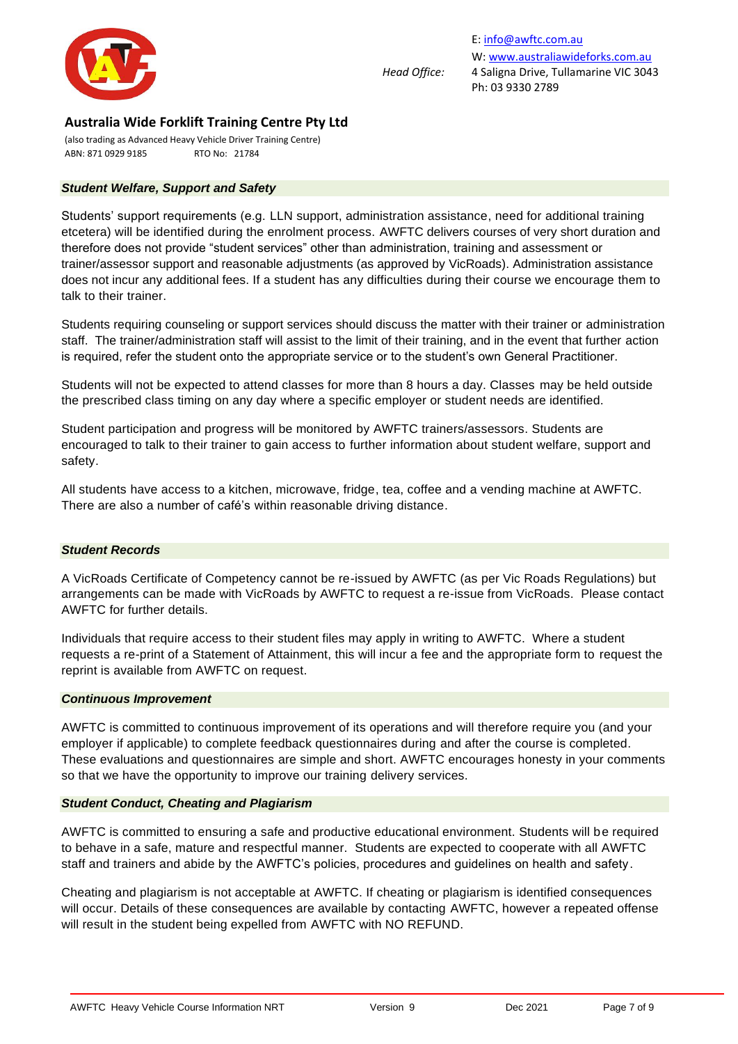### *Student Welfare, Support and Safety*

Students' support requirements (e.g. LLN support, administration assistance, need for additional training etcetera) will be identified during the enrolment process. AWFTC delivers courses of very short duration and therefore does not provide "student services" other than administration, training and assessment or trainer/assessor support and reasonable adjustments (as approved by VicRoads). Administration assistance does not incur any additional fees. If a student has any difficulties during their course we encourage them to talk to their trainer.

Students requiring counseling or support services should discuss the matter with their trainer or administration staff. The trainer/administration staff will assist to the limit of their training, and in the event that further action is required, refer the student onto the appropriate service or to the student's own General Practitioner.

Students will not be expected to attend classes for more than 8 hours a day. Classes may be held outside the prescribed class timing on any day where a specific employer or student needs are identified.

Student participation and progress will be monitored by AWFTC trainers/assessors. Students are encouraged to talk to their trainer to gain access to further information about student welfare, support and safety.

All students have access to a kitchen, microwave, fridge, tea, coffee and a vending machine at AWFTC. There are also a number of café's within reasonable driving distance.

### *Student Records*

A VicRoads Certificate of Competency cannot be re-issued by AWFTC (as per Vic Roads Regulations) but arrangements can be made with VicRoads by AWFTC to request a re-issue from VicRoads. Please contact AWFTC for further details.

Individuals that require access to their student files may apply in writing to AWFTC. Where a student requests a re-print of a Statement of Attainment, this will incur a fee and the appropriate form to request the reprint is available from AWFTC on request.

### *Continuous Improvement*

AWFTC is committed to continuous improvement of its operations and will therefore require you (and your employer if applicable) to complete feedback questionnaires during and after the course is completed. These evaluations and questionnaires are simple and short. AWFTC encourages honesty in your comments so that we have the opportunity to improve our training delivery services.

### *Student Conduct, Cheating and Plagiarism*

AWFTC is committed to ensuring a safe and productive educational environment. Students will be required to behave in a safe, mature and respectful manner. Students are expected to cooperate with all AWFTC staff and trainers and abide by the AWFTC's policies, procedures and guidelines on health and safety.

Cheating and plagiarism is not acceptable at AWFTC. If cheating or plagiarism is identified consequences will occur. Details of these consequences are available by contacting AWFTC, however a repeated offense will result in the student being expelled from AWFTC with NO REFUND.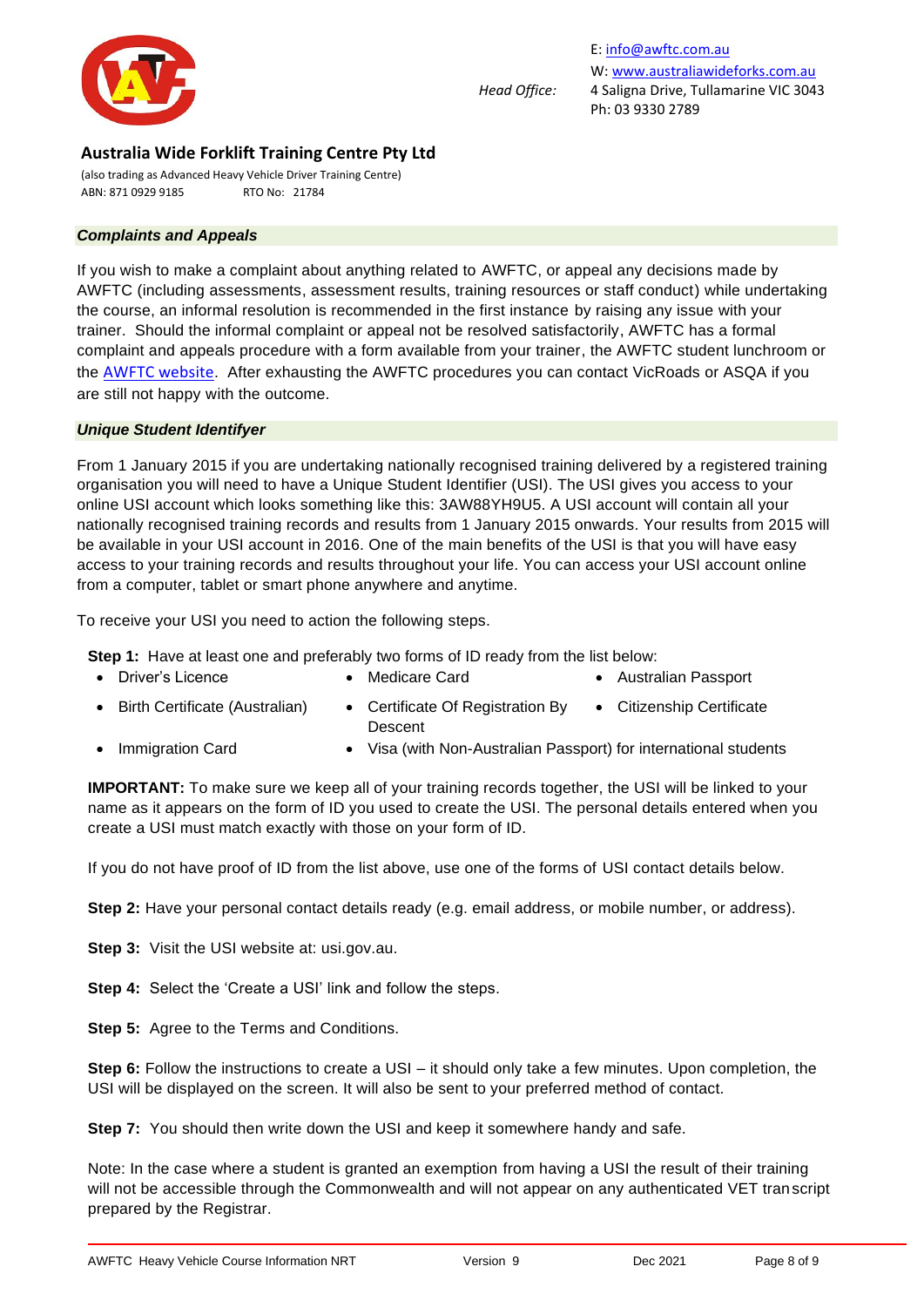E: info@awftc.com.au
W: www.australiawideforks.com.au
*Head Office:* 4 Saligna Drive, Tullamarine VIC 3043
Ph: 03 9330 2789

**Australia Wide Forklift Training Centre Pty Ltd**

(also trading as Advanced Heavy Vehicle Driver Training Centre)
ABN: 871 0929 9185 RTO No: 21784

### *Complaints and Appeals*

If you wish to make a complaint about anything related to AWFTC, or appeal any decisions made by AWFTC (including assessments, assessment results, training resources or staff conduct) while undertaking the course, an informal resolution is recommended in the first instance by raising any issue with your trainer. Should the informal complaint or appeal not be resolved satisfactorily, AWFTC has a formal complaint and appeals procedure with a form available from your trainer, the AWFTC student lunchroom or the AWFTC website. After exhausting the AWFTC procedures you can contact VicRoads or ASQA if you are still not happy with the outcome.

### *Unique Student Identifyer*

From 1 January 2015 if you are undertaking nationally recognised training delivered by a registered training organisation you will need to have a Unique Student Identifier (USI). The USI gives you access to your online USI account which looks something like this: 3AW88YH9U5. A USI account will contain all your nationally recognised training records and results from 1 January 2015 onwards. Your results from 2015 will be available in your USI account in 2016. One of the main benefits of the USI is that you will have easy access to your training records and results throughout your life. You can access your USI account online from a computer, tablet or smart phone anywhere and anytime.

To receive your USI you need to action the following steps.

**Step 1:** Have at least one and preferably two forms of ID ready from the list below:

- Driver's Licence
- Medicare Card
- Australian Passport
- Birth Certificate (Australian)
- Certificate Of Registration By Descent
- Citizenship Certificate
- Immigration Card
- Visa (with Non-Australian Passport) for international students

**IMPORTANT:** To make sure we keep all of your training records together, the USI will be linked to your name as it appears on the form of ID you used to create the USI. The personal details entered when you create a USI must match exactly with those on your form of ID.

If you do not have proof of ID from the list above, use one of the forms of USI contact details below.

**Step 2:** Have your personal contact details ready (e.g. email address, or mobile number, or address).

**Step 3:** Visit the USI website at: usi.gov.au.

**Step 4:** Select the 'Create a USI' link and follow the steps.

**Step 5:** Agree to the Terms and Conditions.

**Step 6:** Follow the instructions to create a USI – it should only take a few minutes. Upon completion, the USI will be displayed on the screen. It will also be sent to your preferred method of contact.

**Step 7:** You should then write down the USI and keep it somewhere handy and safe.

Note: In the case where a student is granted an exemption from having a USI the result of their training will not be accessible through the Commonwealth and will not appear on any authenticated VET transcript prepared by the Registrar.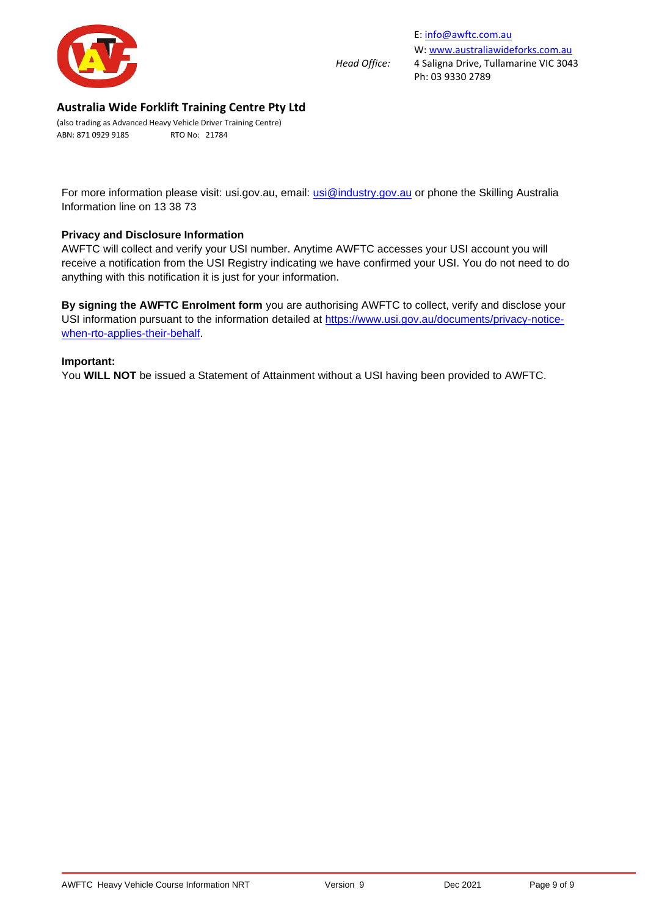E: info@awftc.com.au
W: www.australiawideforks.com.au

*Head Office:* 4 Saligna Drive, Tullamarine VIC 3043
Ph: 03 9330 2789

**Australia Wide Forklift Training Centre Pty Ltd**

(also trading as Advanced Heavy Vehicle Driver Training Centre)
ABN: 871 0929 9185 RTO No: 21784

For more information please visit: usi.gov.au, email: usi@industry.gov.au or phone the Skilling Australia Information line on 13 38 73

**Privacy and Disclosure Information**

AWFTC will collect and verify your USI number. Anytime AWFTC accesses your USI account you will receive a notification from the USI Registry indicating we have confirmed your USI. You do not need to do anything with this notification it is just for your information.

**By signing the AWFTC Enrolment form** you are authorising AWFTC to collect, verify and disclose your USI information pursuant to the information detailed at https://www.usi.gov.au/documents/privacy-notice-when-rto-applies-their-behalf.

**Important:**

You **WILL NOT** be issued a Statement of Attainment without a USI having been provided to AWFTC.